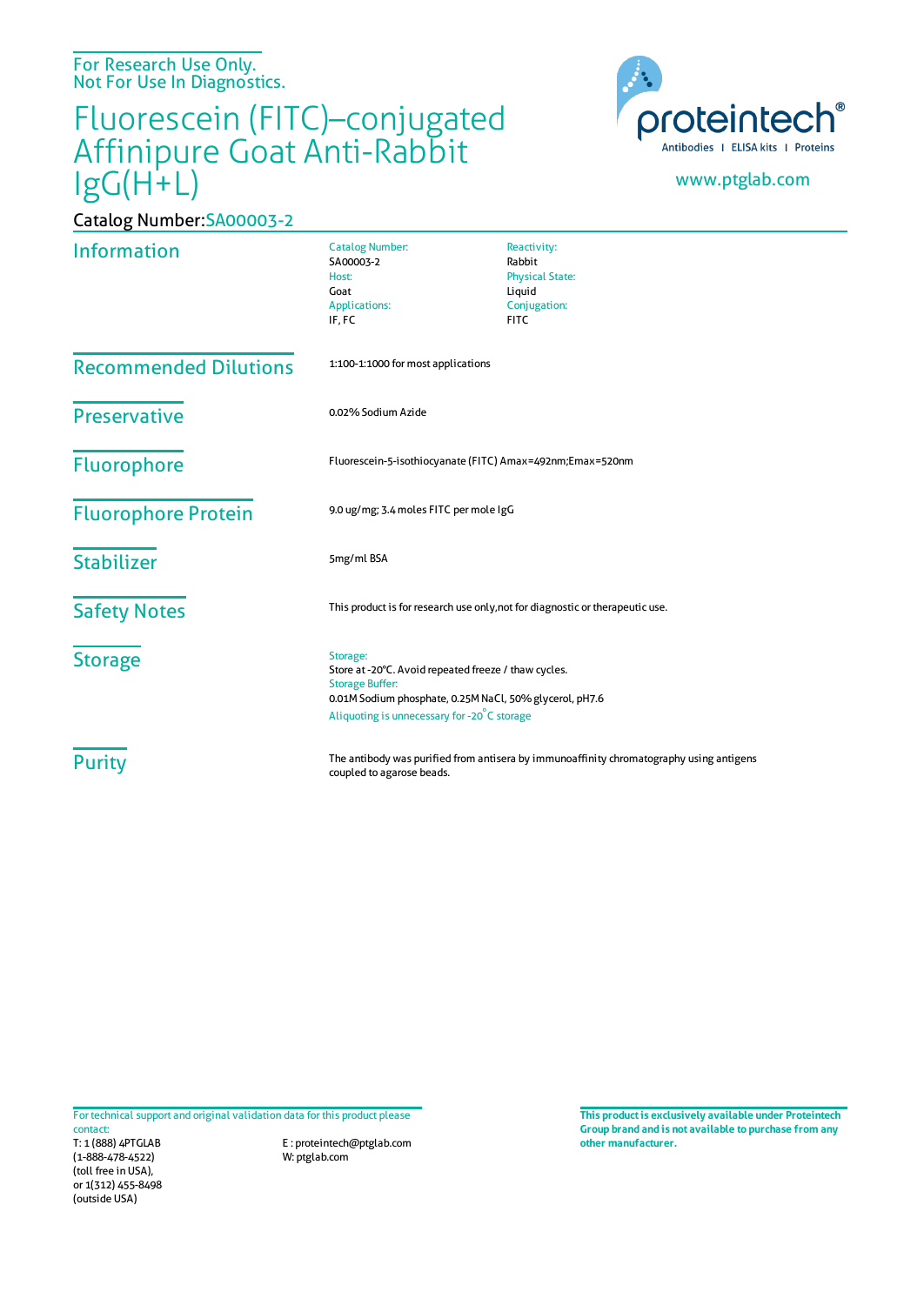For Research Use Only.
Not For Use In Diagnostics.

# Fluorescein (FITC)–conjugated Affinipure Goat Anti-Rabbit IgG(H+L)

proteintech®
Antibodies | ELISA kits | Proteins

www.ptglab.com

Catalog Number:SA00003-2

## Information

| Catalog Number: | Reactivity: |
|---|---|
| SA00003-2 | Rabbit |
| Host: | Physical State: |
| Goat | Liquid |
| Applications: | Conjugation: |
| IF, FC | FITC |

## Recommended Dilutions

1:100-1:1000 for most applications

## Preservative

0.02% Sodium Azide

## Fluorophore

Fluorescein-5-isothiocyanate (FITC) Amax=492nm;Emax=520nm

## Fluorophore Protein

9.0 ug/mg; 3.4 moles FITC per mole IgG

## Stabilizer

5mg/ml BSA

## Safety Notes

This product is for research use only,not for diagnostic or therapeutic use.

## Storage

Storage:
Store at -20°C. Avoid repeated freeze / thaw cycles.
Storage Buffer:
0.01M Sodium phosphate, 0.25M NaCl, 50% glycerol, pH7.6
Aliquoting is unnecessary for -20°C storage

## Purity

The antibody was purified from antisera by immunoaffinity chromatography using antigens coupled to agarose beads.

For technical support and original validation data for this product please contact:
T: 1 (888) 4PTGLAB (1-888-478-4522) (toll free in USA), or 1(312) 455-8498 (outside USA)
E : proteintech@ptglab.com
W: ptglab.com

**This product is exclusively available under Proteintech Group brand and is not available to purchase from any other manufacturer.**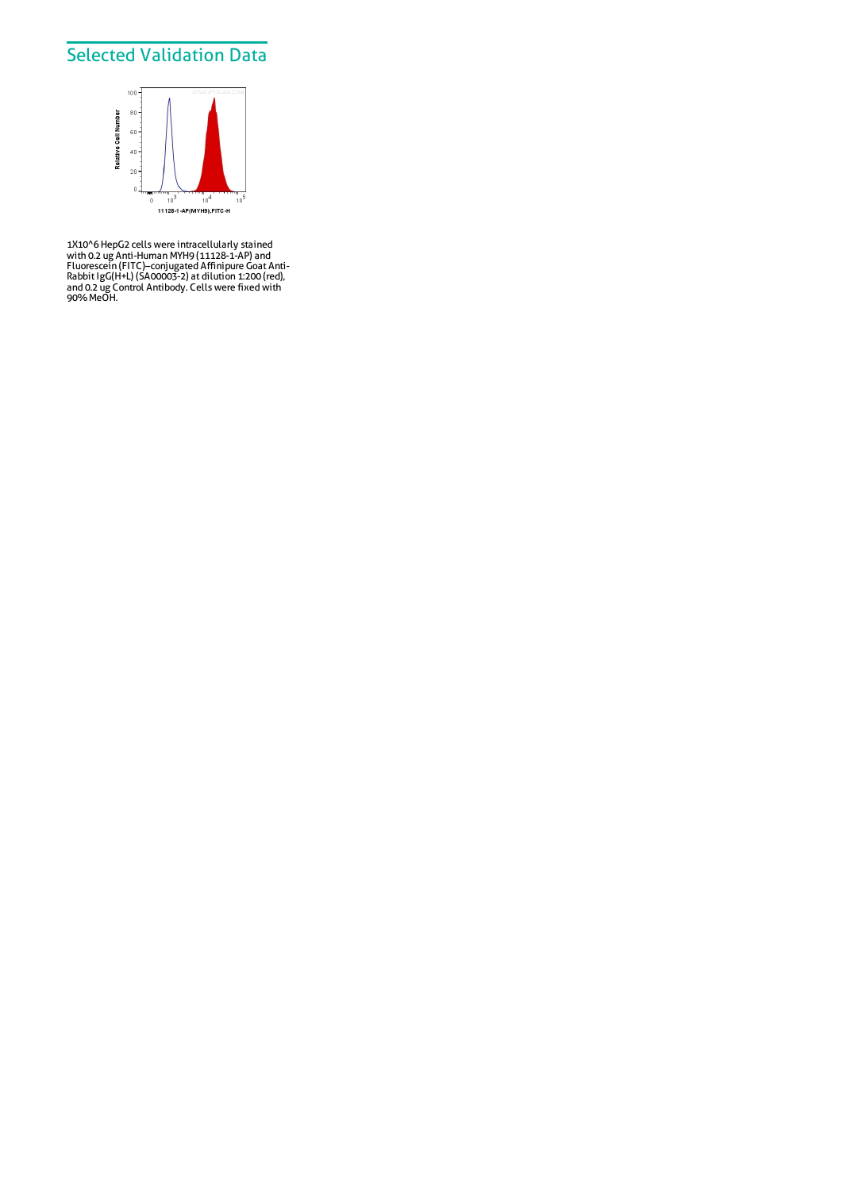## Selected Validation Data

100
80
60
40
20
0
Relative Cell Number
0
$10^3$
$10^4$
$10^5$
11128-1-AP(MYH9),FITC-H
WWW.PTGLAB.COM

1X10^6 HepG2 cells were intracellularly stained with 0.2 ug Anti-Human MYH9 (11128-1-AP) and Fluorescein (FITC)–conjugated Affinipure Goat Anti-Rabbit IgG(H+L) (SA00003-2) at dilution 1:200 (red), and 0.2 ug Control Antibody. Cells were fixed with 90% MeOH.